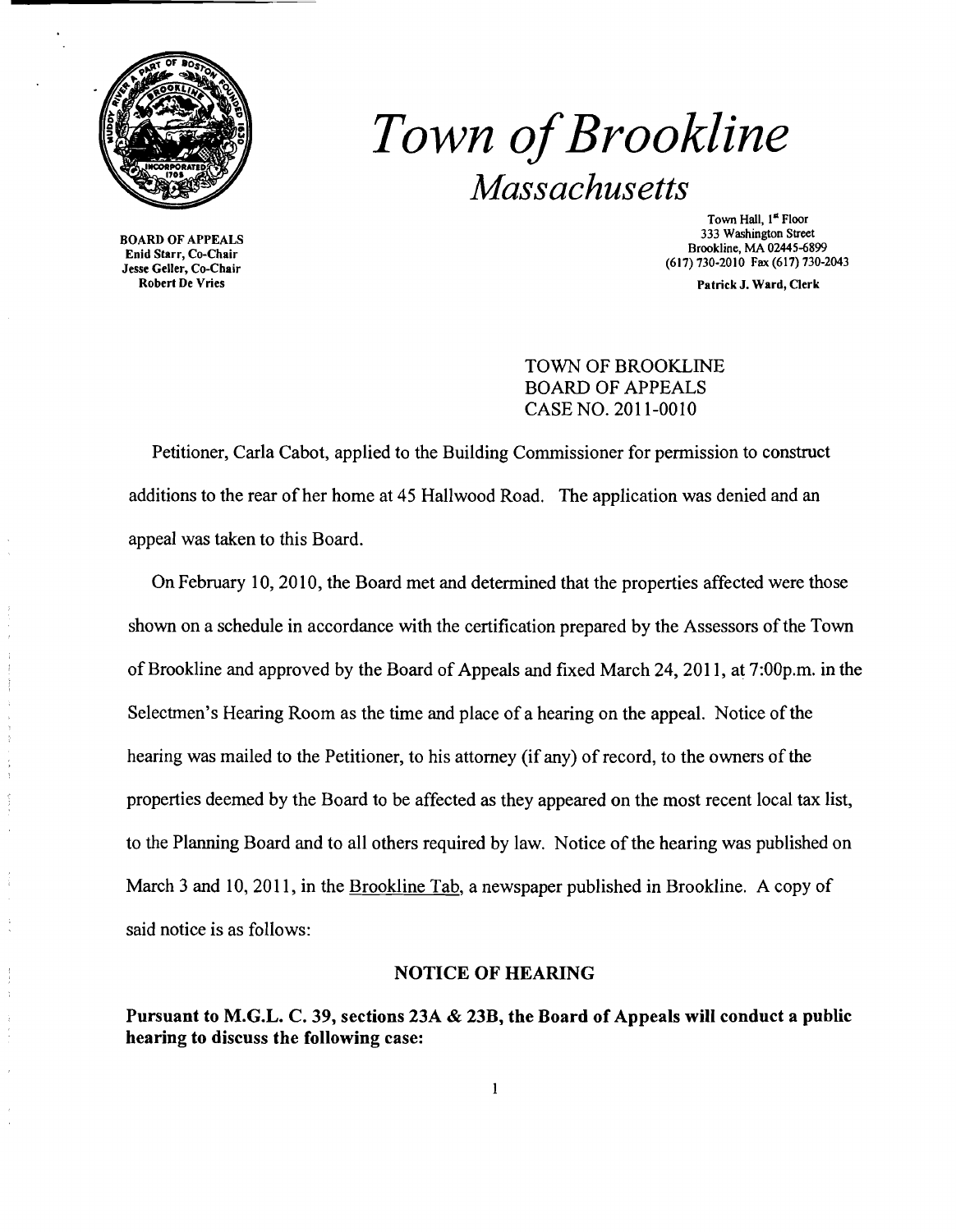# *Town of Brookline*

## *Massachusetts*

**BOARD OF APPEALS**
**Enid Starr, Co-Chair**
**Jesse Geller, Co-Chair**
**Robert De Vries**

Town Hall, 1st Floor
333 Washington Street
Brookline, MA 02445-6899
(617) 730-2010 Fax (617) 730-2043

**Patrick J. Ward, Clerk**

TOWN OF BROOKLINE
BOARD OF APPEALS
CASE NO. 2011-0010

Petitioner, Carla Cabot, applied to the Building Commissioner for permission to construct additions to the rear of her home at 45 Hallwood Road. The application was denied and an appeal was taken to this Board.

On February 10, 2010, the Board met and determined that the properties affected were those shown on a schedule in accordance with the certification prepared by the Assessors of the Town of Brookline and approved by the Board of Appeals and fixed March 24, 2011, at 7:00p.m. in the Selectmen's Hearing Room as the time and place of a hearing on the appeal. Notice of the hearing was mailed to the Petitioner, to his attorney (if any) of record, to the owners of the properties deemed by the Board to be affected as they appeared on the most recent local tax list, to the Planning Board and to all others required by law. Notice of the hearing was published on March 3 and 10, 2011, in the Brookline Tab, a newspaper published in Brookline. A copy of said notice is as follows:

### NOTICE OF HEARING

**Pursuant to M.G.L. C. 39, sections 23A & 23B, the Board of Appeals will conduct a public hearing to discuss the following case:**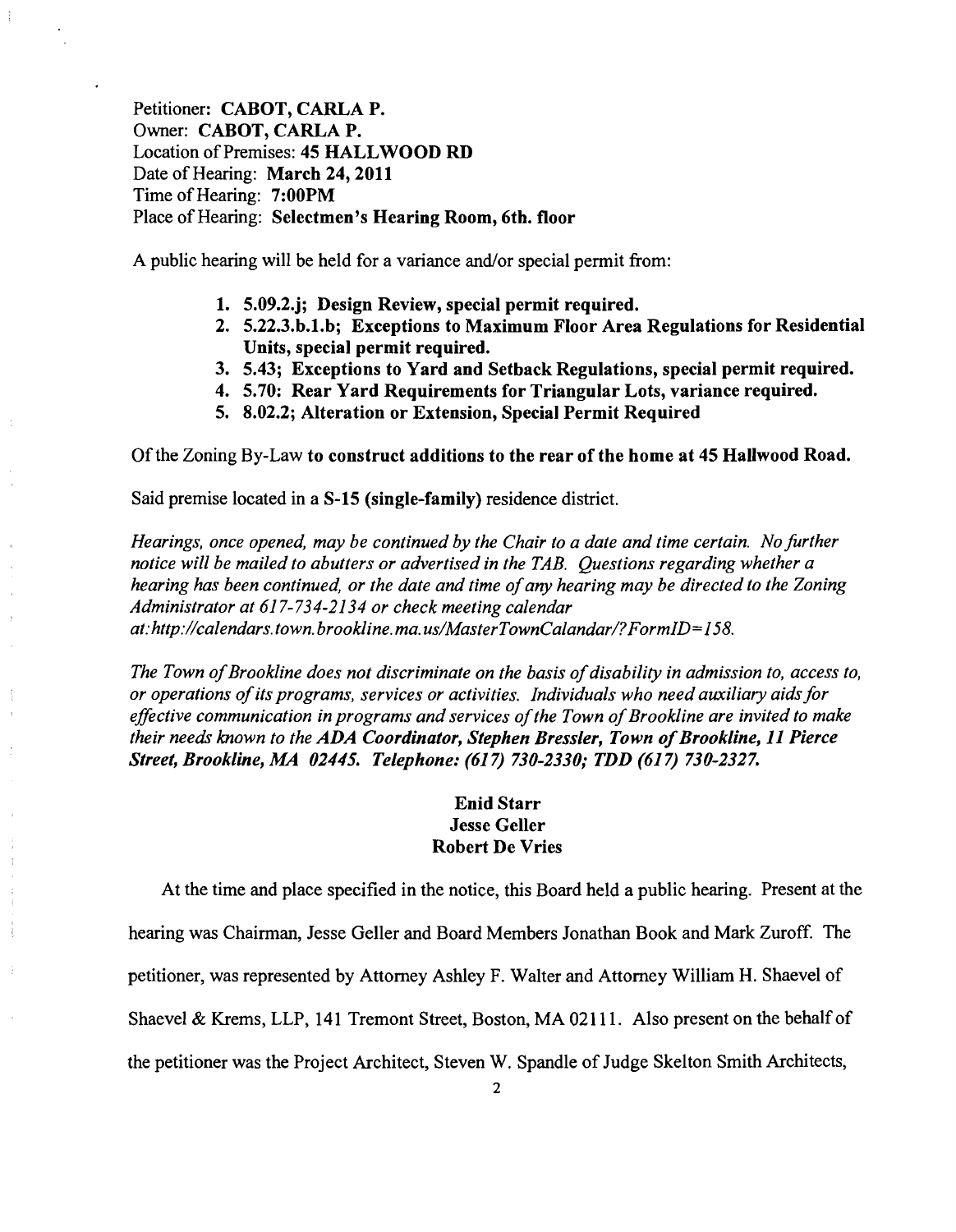Petitioner: **CABOT, CARLA P.**
Owner: **CABOT, CARLA P.**
Location of Premises: **45 HALLWOOD RD**
Date of Hearing: **March 24, 2011**
Time of Hearing: **7:00PM**
Place of Hearing: **Selectmen's Hearing Room, 6th. floor**

A public hearing will be held for a variance and/or special permit from:

1. **5.09.2.j; Design Review, special permit required.**
2. **5.22.3.b.1.b; Exceptions to Maximum Floor Area Regulations for Residential Units, special permit required.**
3. **5.43; Exceptions to Yard and Setback Regulations, special permit required.**
4. **5.70: Rear Yard Requirements for Triangular Lots, variance required.**
5. **8.02.2; Alteration or Extension, Special Permit Required**

Of the Zoning By-Law **to construct additions to the rear of the home at 45 Hallwood Road.**

Said premise located in a **S-15 (single-family)** residence district.

*Hearings, once opened, may be continued by the Chair to a date and time certain. No further notice will be mailed to abutters or advertised in the TAB. Questions regarding whether a hearing has been continued, or the date and time of any hearing may be directed to the Zoning Administrator at 617-734-2134 or check meeting calendar at:http://calendars.town.brookline.ma.us/MasterTownCalandar/?FormID=158.*

*The Town of Brookline does not discriminate on the basis of disability in admission to, access to, or operations of its programs, services or activities. Individuals who need auxiliary aids for effective communication in programs and services of the Town of Brookline are invited to make their needs known to the* ***ADA Coordinator, Stephen Bressler, Town of Brookline, 11 Pierce Street, Brookline, MA 02445. Telephone: (617) 730-2330; TDD (617) 730-2327.***

**Enid Starr**
**Jesse Geller**
**Robert De Vries**

At the time and place specified in the notice, this Board held a public hearing. Present at the hearing was Chairman, Jesse Geller and Board Members Jonathan Book and Mark Zuroff. The petitioner, was represented by Attorney Ashley F. Walter and Attorney William H. Shaevel of Shaevel & Krems, LLP, 141 Tremont Street, Boston, MA 02111. Also present on the behalf of the petitioner was the Project Architect, Steven W. Spandle of Judge Skelton Smith Architects,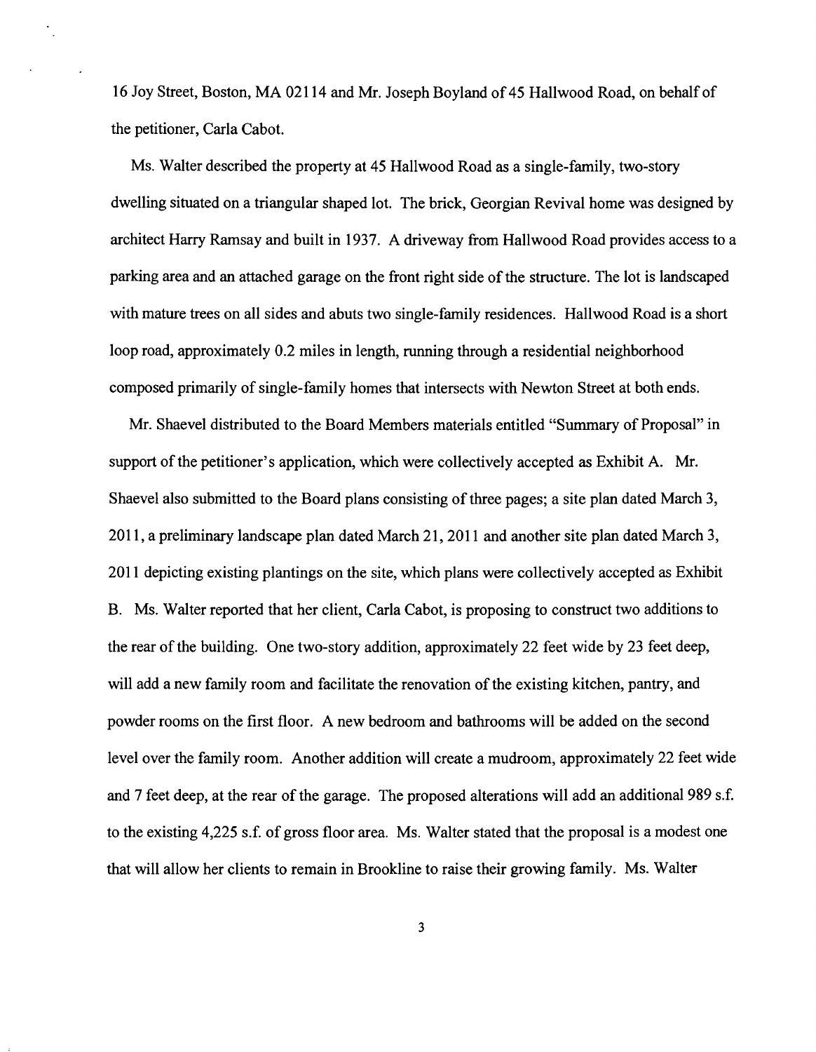16 Joy Street, Boston, MA 02114 and Mr. Joseph Boyland of 45 Hallwood Road, on behalf of the petitioner, Carla Cabot.

Ms. Walter described the property at 45 Hallwood Road as a single-family, two-story dwelling situated on a triangular shaped lot. The brick, Georgian Revival home was designed by architect Harry Ramsay and built in 1937. A driveway from Hallwood Road provides access to a parking area and an attached garage on the front right side of the structure. The lot is landscaped with mature trees on all sides and abuts two single-family residences. Hallwood Road is a short loop road, approximately 0.2 miles in length, running through a residential neighborhood composed primarily of single-family homes that intersects with Newton Street at both ends.

Mr. Shaevel distributed to the Board Members materials entitled "Summary of Proposal" in support of the petitioner's application, which were collectively accepted as Exhibit A. Mr. Shaevel also submitted to the Board plans consisting of three pages; a site plan dated March 3, 2011, a preliminary landscape plan dated March 21, 2011 and another site plan dated March 3, 2011 depicting existing plantings on the site, which plans were collectively accepted as Exhibit B. Ms. Walter reported that her client, Carla Cabot, is proposing to construct two additions to the rear of the building. One two-story addition, approximately 22 feet wide by 23 feet deep, will add a new family room and facilitate the renovation of the existing kitchen, pantry, and powder rooms on the first floor. A new bedroom and bathrooms will be added on the second level over the family room. Another addition will create a mudroom, approximately 22 feet wide and 7 feet deep, at the rear of the garage. The proposed alterations will add an additional 989 s.f. to the existing 4,225 s.f. of gross floor area. Ms. Walter stated that the proposal is a modest one that will allow her clients to remain in Brookline to raise their growing family. Ms. Walter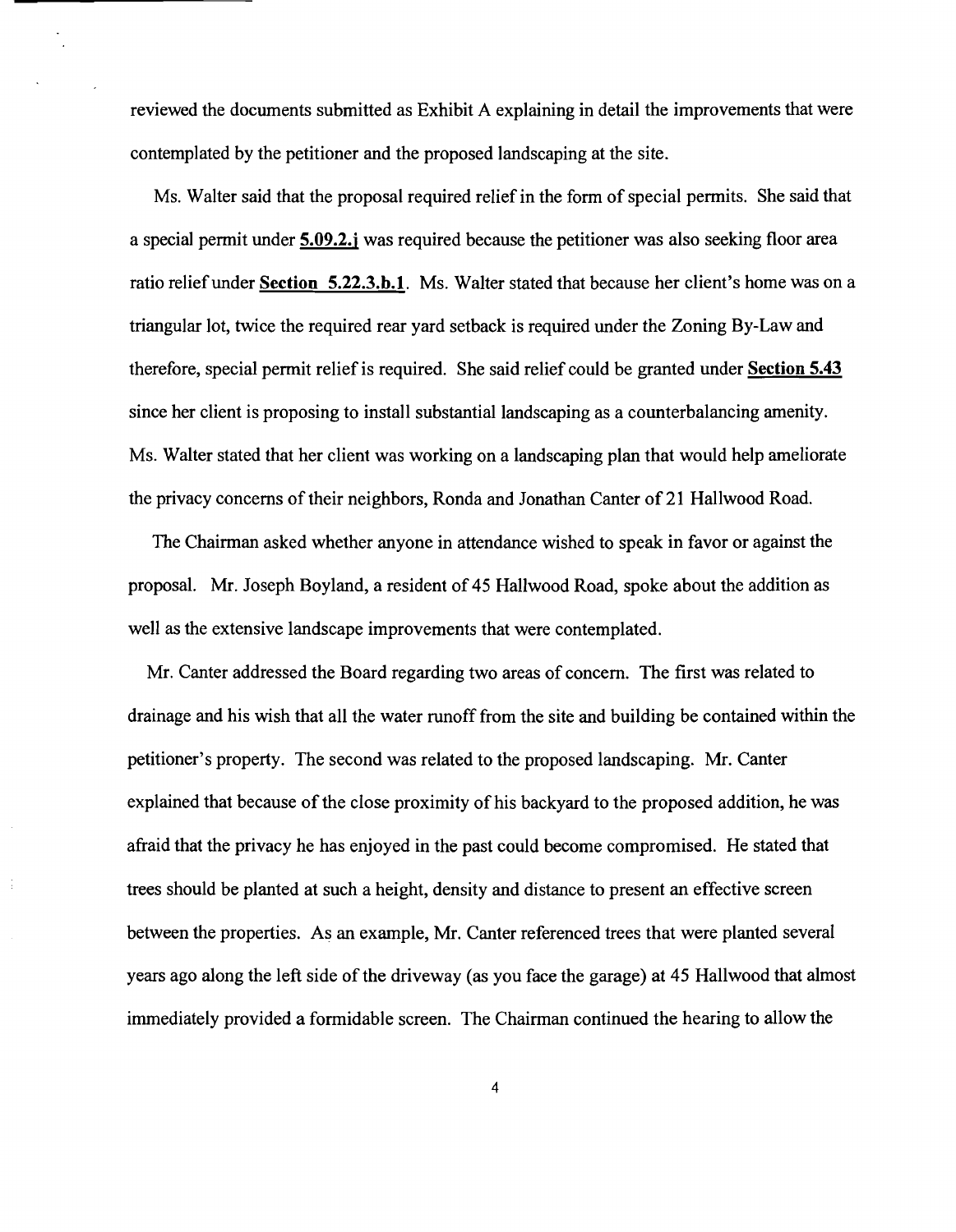reviewed the documents submitted as Exhibit A explaining in detail the improvements that were contemplated by the petitioner and the proposed landscaping at the site.

Ms. Walter said that the proposal required relief in the form of special permits. She said that a special permit under **5.09.2.j** was required because the petitioner was also seeking floor area ratio relief under **Section 5.22.3.b.1**. Ms. Walter stated that because her client's home was on a triangular lot, twice the required rear yard setback is required under the Zoning By-Law and therefore, special permit relief is required. She said relief could be granted under **Section 5.43** since her client is proposing to install substantial landscaping as a counterbalancing amenity. Ms. Walter stated that her client was working on a landscaping plan that would help ameliorate the privacy concerns of their neighbors, Ronda and Jonathan Canter of 21 Hallwood Road.

The Chairman asked whether anyone in attendance wished to speak in favor or against the proposal. Mr. Joseph Boyland, a resident of 45 Hallwood Road, spoke about the addition as well as the extensive landscape improvements that were contemplated.

Mr. Canter addressed the Board regarding two areas of concern. The first was related to drainage and his wish that all the water runoff from the site and building be contained within the petitioner's property. The second was related to the proposed landscaping. Mr. Canter explained that because of the close proximity of his backyard to the proposed addition, he was afraid that the privacy he has enjoyed in the past could become compromised. He stated that trees should be planted at such a height, density and distance to present an effective screen between the properties. As an example, Mr. Canter referenced trees that were planted several years ago along the left side of the driveway (as you face the garage) at 45 Hallwood that almost immediately provided a formidable screen. The Chairman continued the hearing to allow the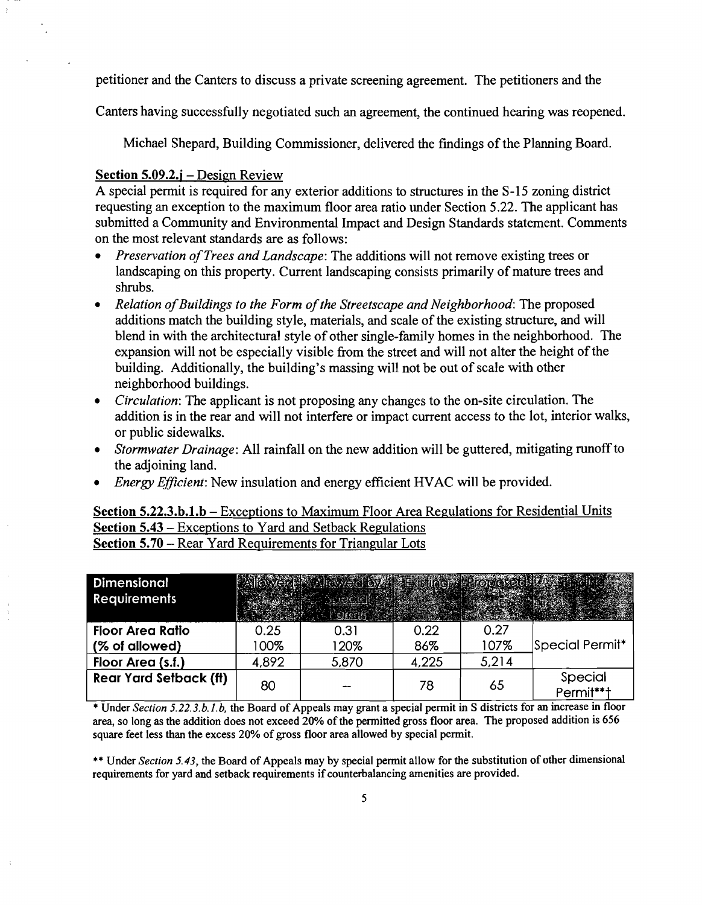petitioner and the Canters to discuss a private screening agreement. The petitioners and the Canters having successfully negotiated such an agreement, the continued hearing was reopened.

Michael Shepard, Building Commissioner, delivered the findings of the Planning Board.

**Section 5.09.2.j – Design Review**

A special permit is required for any exterior additions to structures in the S-15 zoning district requesting an exception to the maximum floor area ratio under Section 5.22. The applicant has submitted a Community and Environmental Impact and Design Standards statement. Comments on the most relevant standards are as follows:

- *Preservation of Trees and Landscape*: The additions will not remove existing trees or landscaping on this property. Current landscaping consists primarily of mature trees and shrubs.
- *Relation of Buildings to the Form of the Streetscape and Neighborhood*: The proposed additions match the building style, materials, and scale of the existing structure, and will blend in with the architectural style of other single-family homes in the neighborhood. The expansion will not be especially visible from the street and will not alter the height of the building. Additionally, the building's massing will not be out of scale with other neighborhood buildings.
- *Circulation*: The applicant is not proposing any changes to the on-site circulation. The addition is in the rear and will not interfere or impact current access to the lot, interior walks, or public sidewalks.
- *Stormwater Drainage*: All rainfall on the new addition will be guttered, mitigating runoff to the adjoining land.
- *Energy Efficient*: New insulation and energy efficient HVAC will be provided.

**Section 5.22.3.b.1.b – Exceptions to Maximum Floor Area Regulations for Residential Units**
**Section 5.43 – Exceptions to Yard and Setback Regulations**
**Section 5.70 – Rear Yard Requirements for Triangular Lots**

| Dimensional Requirements | Allowed | Allowed by Special Permit | Existing | Proposed | Finding |
|---|---|---|---|---|---|
| Floor Area Ratio (% of allowed) | 0.25<br>100% | 0.31<br>120% | 0.22<br>86% | 0.27<br>107% | Special Permit* |
| Floor Area (s.f.) | 4,892 | 5,870 | 4,225 | 5,214 | |
| Rear Yard Setback (ft) | 80 | -- | 78 | 65 | Special Permit**† |

\* Under *Section 5.22.3.b.1.b*, the Board of Appeals may grant a special permit in S districts for an increase in floor area, so long as the addition does not exceed 20% of the permitted gross floor area. The proposed addition is 656 square feet less than the excess 20% of gross floor area allowed by special permit.

\*\* Under *Section 5.43*, the Board of Appeals may by special permit allow for the substitution of other dimensional requirements for yard and setback requirements if counterbalancing amenities are provided.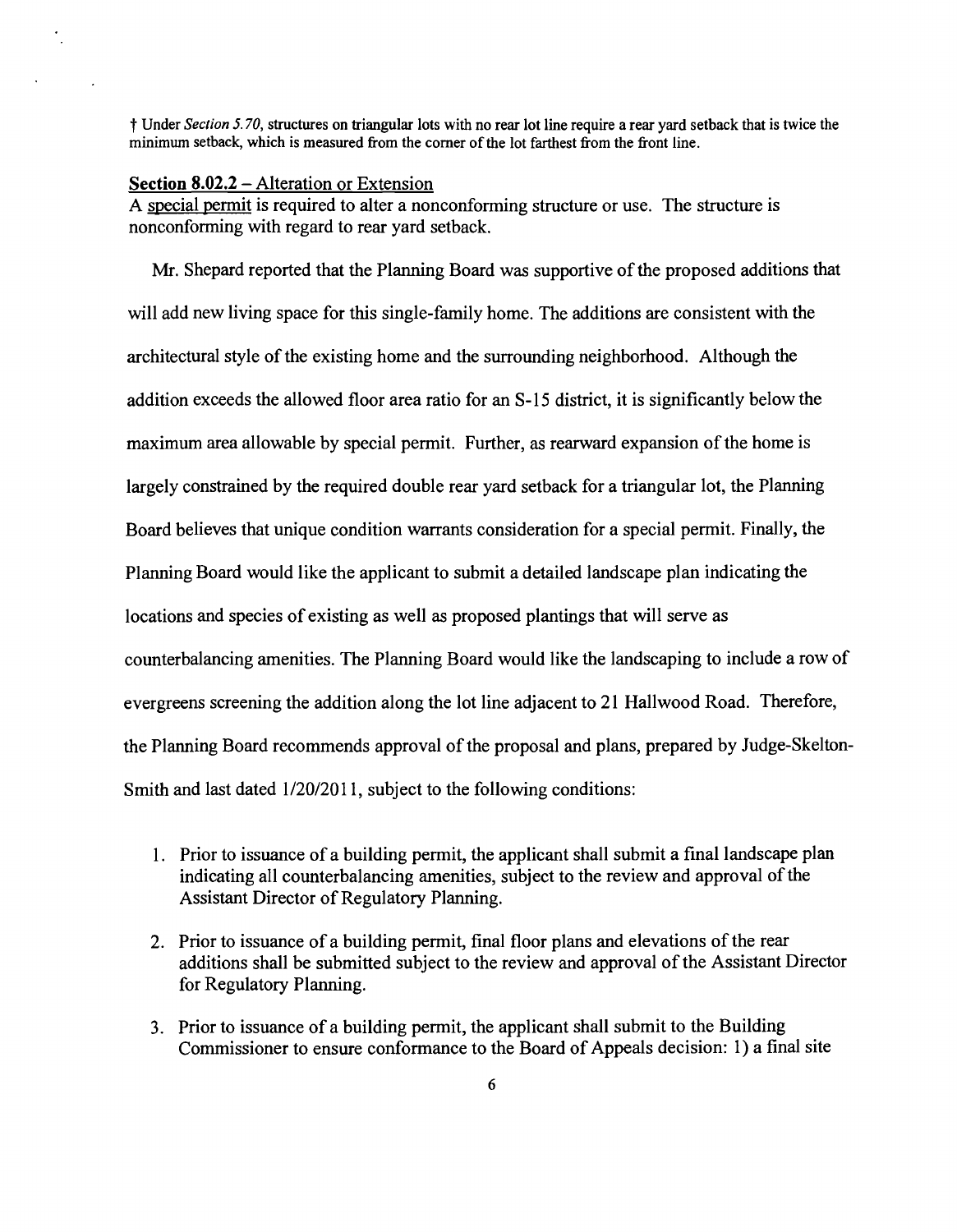† Under *Section 5.70*, structures on triangular lots with no rear lot line require a rear yard setback that is twice the minimum setback, which is measured from the corner of the lot farthest from the front line.

**Section 8.02.2** – Alteration or Extension
A special permit is required to alter a nonconforming structure or use. The structure is nonconforming with regard to rear yard setback.

Mr. Shepard reported that the Planning Board was supportive of the proposed additions that will add new living space for this single-family home. The additions are consistent with the architectural style of the existing home and the surrounding neighborhood. Although the addition exceeds the allowed floor area ratio for an S-15 district, it is significantly below the maximum area allowable by special permit. Further, as rearward expansion of the home is largely constrained by the required double rear yard setback for a triangular lot, the Planning Board believes that unique condition warrants consideration for a special permit. Finally, the Planning Board would like the applicant to submit a detailed landscape plan indicating the locations and species of existing as well as proposed plantings that will serve as counterbalancing amenities. The Planning Board would like the landscaping to include a row of evergreens screening the addition along the lot line adjacent to 21 Hallwood Road. Therefore, the Planning Board recommends approval of the proposal and plans, prepared by Judge-Skelton-Smith and last dated 1/20/2011, subject to the following conditions:

1. Prior to issuance of a building permit, the applicant shall submit a final landscape plan indicating all counterbalancing amenities, subject to the review and approval of the Assistant Director of Regulatory Planning.
2. Prior to issuance of a building permit, final floor plans and elevations of the rear additions shall be submitted subject to the review and approval of the Assistant Director for Regulatory Planning.
3. Prior to issuance of a building permit, the applicant shall submit to the Building Commissioner to ensure conformance to the Board of Appeals decision: 1) a final site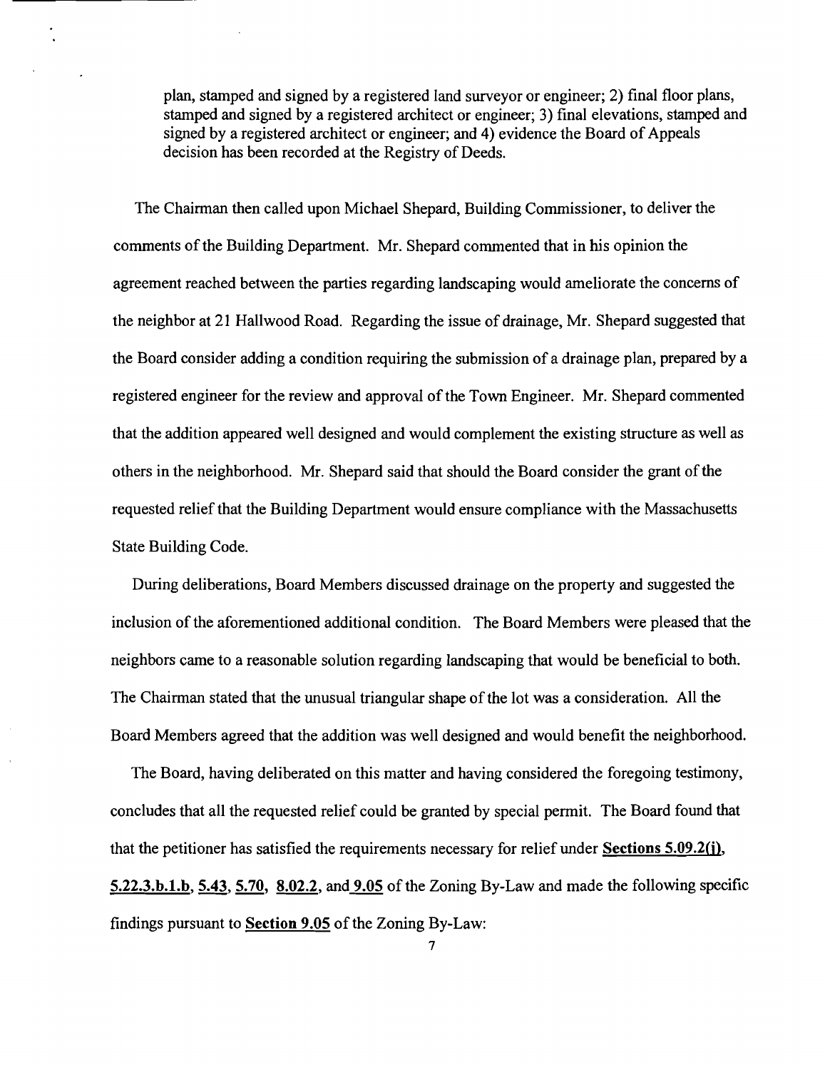plan, stamped and signed by a registered land surveyor or engineer; 2) final floor plans, stamped and signed by a registered architect or engineer; 3) final elevations, stamped and signed by a registered architect or engineer; and 4) evidence the Board of Appeals decision has been recorded at the Registry of Deeds.

The Chairman then called upon Michael Shepard, Building Commissioner, to deliver the comments of the Building Department. Mr. Shepard commented that in his opinion the agreement reached between the parties regarding landscaping would ameliorate the concerns of the neighbor at 21 Hallwood Road. Regarding the issue of drainage, Mr. Shepard suggested that the Board consider adding a condition requiring the submission of a drainage plan, prepared by a registered engineer for the review and approval of the Town Engineer. Mr. Shepard commented that the addition appeared well designed and would complement the existing structure as well as others in the neighborhood. Mr. Shepard said that should the Board consider the grant of the requested relief that the Building Department would ensure compliance with the Massachusetts State Building Code.

During deliberations, Board Members discussed drainage on the property and suggested the inclusion of the aforementioned additional condition. The Board Members were pleased that the neighbors came to a reasonable solution regarding landscaping that would be beneficial to both. The Chairman stated that the unusual triangular shape of the lot was a consideration. All the Board Members agreed that the addition was well designed and would benefit the neighborhood.

The Board, having deliberated on this matter and having considered the foregoing testimony, concludes that all the requested relief could be granted by special permit. The Board found that that the petitioner has satisfied the requirements necessary for relief under **Sections 5.09.2(j)**, **5.22.3.b.1.b**, **5.43**, **5.70**, **8.02.2**, and **9.05** of the Zoning By-Law and made the following specific findings pursuant to **Section 9.05** of the Zoning By-Law: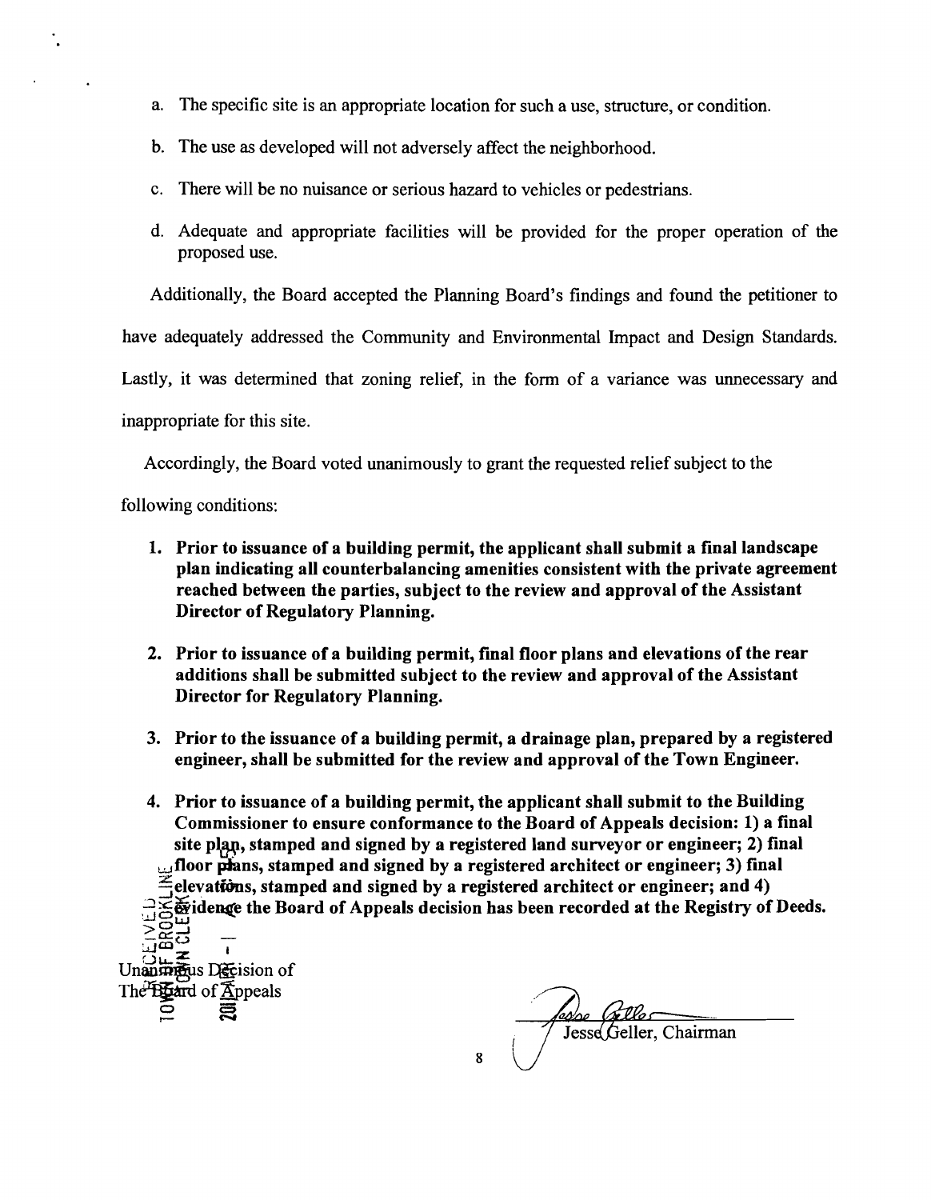a. The specific site is an appropriate location for such a use, structure, or condition.

b. The use as developed will not adversely affect the neighborhood.

c. There will be no nuisance or serious hazard to vehicles or pedestrians.

d. Adequate and appropriate facilities will be provided for the proper operation of the proposed use.

Additionally, the Board accepted the Planning Board's findings and found the petitioner to have adequately addressed the Community and Environmental Impact and Design Standards. Lastly, it was determined that zoning relief, in the form of a variance was unnecessary and inappropriate for this site.

Accordingly, the Board voted unanimously to grant the requested relief subject to the following conditions:

1. **Prior to issuance of a building permit, the applicant shall submit a final landscape plan indicating all counterbalancing amenities consistent with the private agreement reached between the parties, subject to the review and approval of the Assistant Director of Regulatory Planning.**

2. **Prior to issuance of a building permit, final floor plans and elevations of the rear additions shall be submitted subject to the review and approval of the Assistant Director for Regulatory Planning.**

3. **Prior to the issuance of a building permit, a drainage plan, prepared by a registered engineer, shall be submitted for the review and approval of the Town Engineer.**

4. **Prior to issuance of a building permit, the applicant shall submit to the Building Commissioner to ensure conformance to the Board of Appeals decision: 1) a final site plan, stamped and signed by a registered land surveyor or engineer; 2) final floor plans, stamped and signed by a registered architect or engineer; 3) final elevations, stamped and signed by a registered architect or engineer; and 4) evidence the Board of Appeals decision has been recorded at the Registry of Deeds.**

RECEIVED
TOWN OF BROOKLINE
TOWN CLERK
2011

Unanimous Decision of
The Board of Appeals

Jesse Geller, Chairman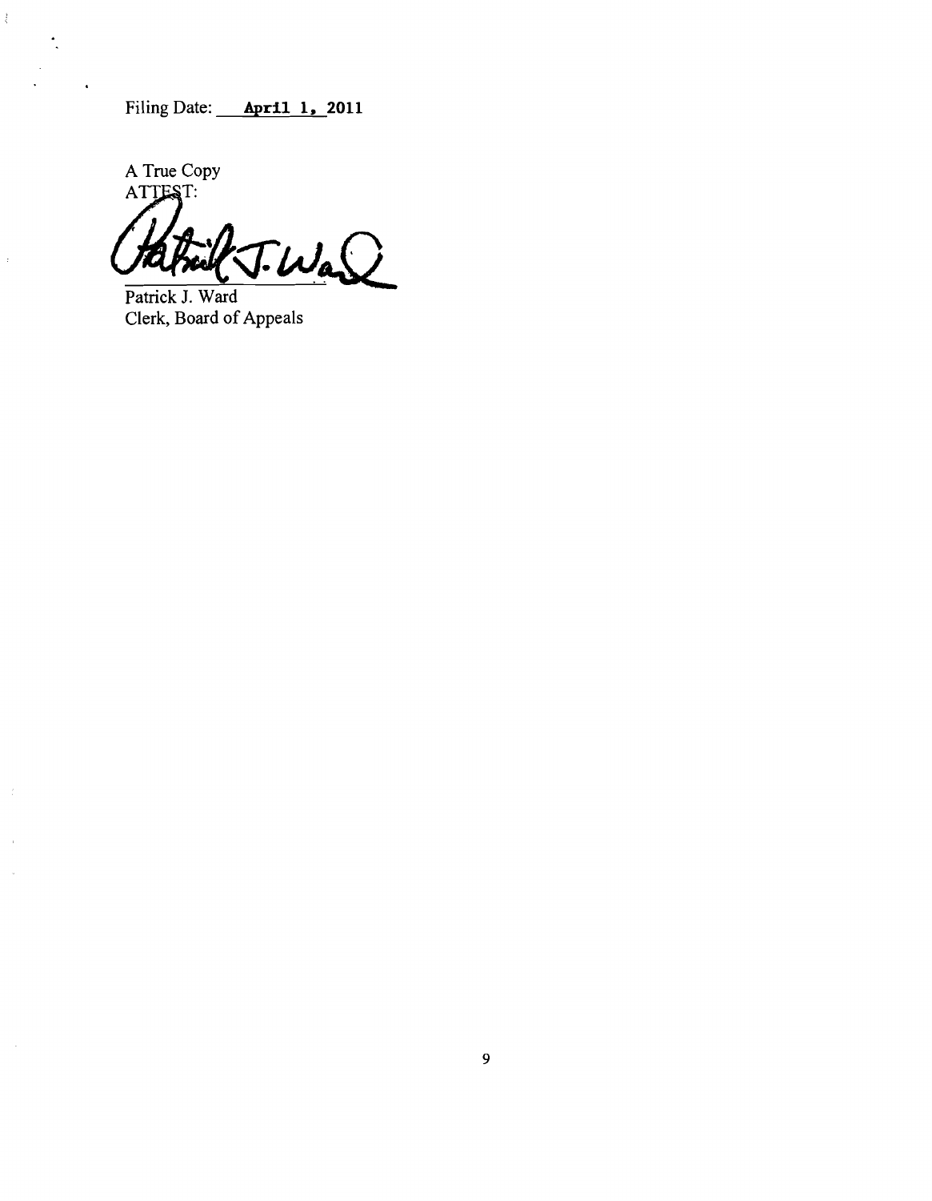Filing Date: **April 1, 2011**

A True Copy
ATTEST:

Patrick J. Ward
Clerk, Board of Appeals